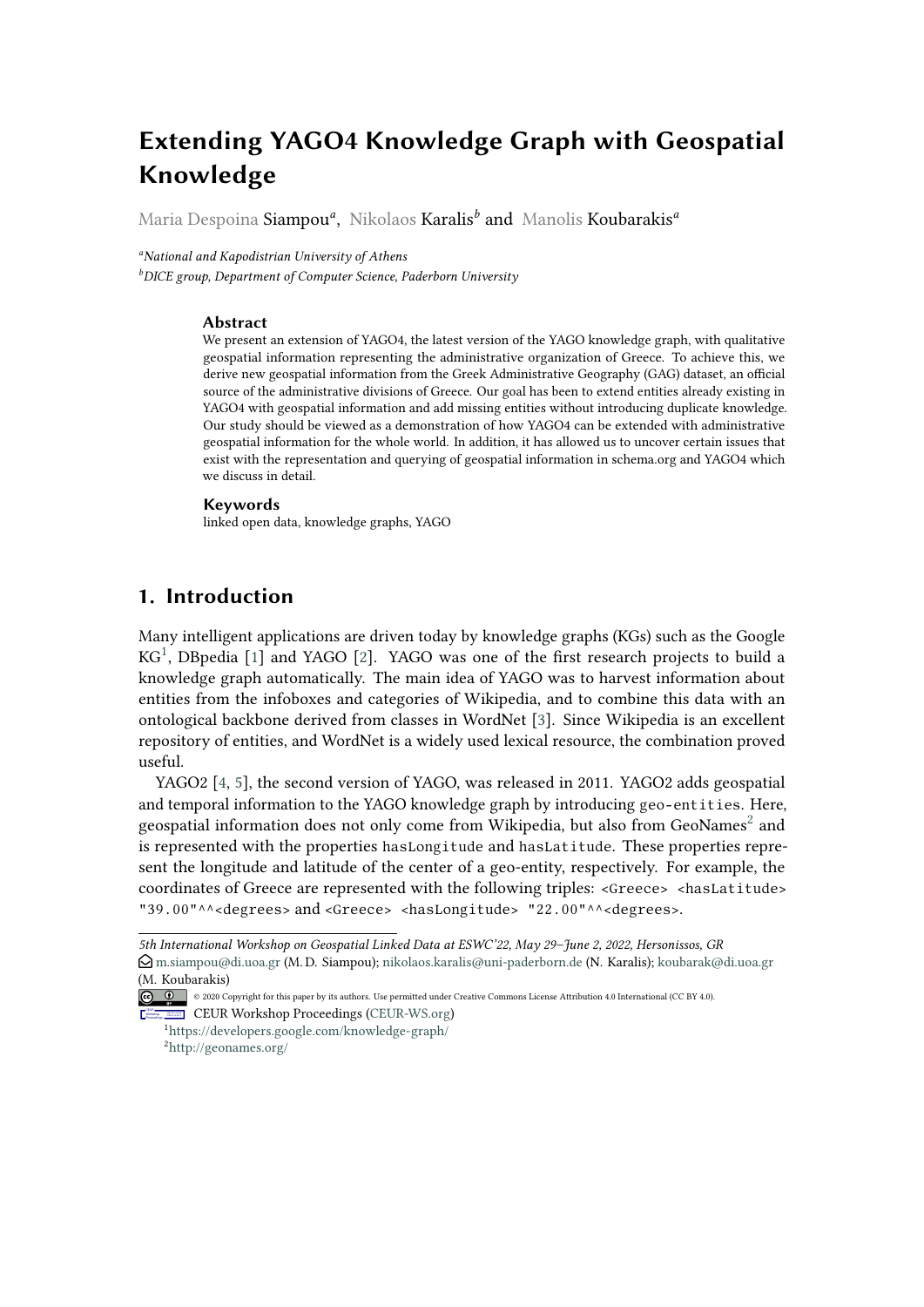# Extending YAGO4 Knowledge Graph with Geospatial Knowledge

Maria Despoina Siampou[a], Nikolaos Karalis[b] and Manolis Koubarakis[a]

[a]*National and Kapodistrian University of Athens*
[b]*DICE group, Department of Computer Science, Paderborn University*

### Abstract

We present an extension of YAGO4, the latest version of the YAGO knowledge graph, with qualitative geospatial information representing the administrative organization of Greece. To achieve this, we derive new geospatial information from the Greek Administrative Geography (GAG) dataset, an official source of the administrative divisions of Greece. Our goal has been to extend entities already existing in YAGO4 with geospatial information and add missing entities without introducing duplicate knowledge. Our study should be viewed as a demonstration of how YAGO4 can be extended with administrative geospatial information for the whole world. In addition, it has allowed us to uncover certain issues that exist with the representation and querying of geospatial information in schema.org and YAGO4 which we discuss in detail.

### Keywords

linked open data, knowledge graphs, YAGO

## 1. Introduction

Many intelligent applications are driven today by knowledge graphs (KGs) such as the Google KG[1], DBpedia [1] and YAGO [2]. YAGO was one of the first research projects to build a knowledge graph automatically. The main idea of YAGO was to harvest information about entities from the infoboxes and categories of Wikipedia, and to combine this data with an ontological backbone derived from classes in WordNet [3]. Since Wikipedia is an excellent repository of entities, and WordNet is a widely used lexical resource, the combination proved useful.

YAGO2 [4, 5], the second version of YAGO, was released in 2011. YAGO2 adds geospatial and temporal information to the YAGO knowledge graph by introducing `geo-entities`. Here, geospatial information does not only come from Wikipedia, but also from GeoNames[2] and is represented with the properties `hasLongitude` and `hasLatitude`. These properties represent the longitude and latitude of the center of a geo-entity, respectively. For example, the coordinates of Greece are represented with the following triples: `<Greece> <hasLatitude> "39.00"^^<degrees>` and `<Greece> <hasLongitude> "22.00"^^<degrees>`.

---

*5th International Workshop on Geospatial Linked Data at ESWC'22, May 29–June 2, 2022, Hersonissos, GR*
m.siampou@di.uoa.gr (M. D. Siampou); nikolaos.karalis@uni-paderborn.de (N. Karalis); koubarak@di.uoa.gr (M. Koubarakis)
© 2020 Copyright for this paper by its authors. Use permitted under Creative Commons License Attribution 4.0 International (CC BY 4.0).
CEUR Workshop Proceedings (CEUR-WS.org)

[1] https://developers.google.com/knowledge-graph/
[2] http://geonames.org/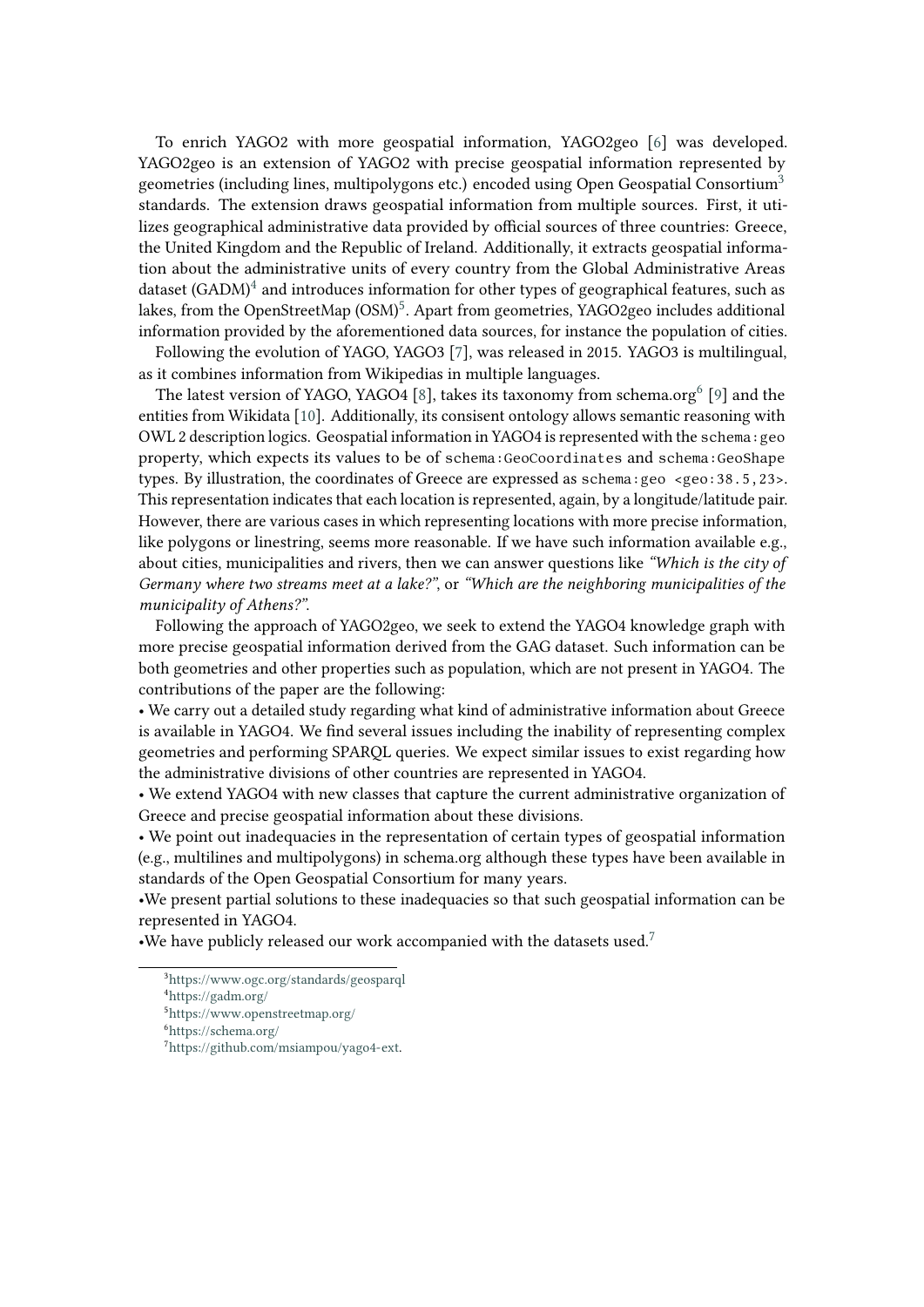To enrich YAGO2 with more geospatial information, YAGO2geo [6] was developed. YAGO2geo is an extension of YAGO2 with precise geospatial information represented by geometries (including lines, multipolygons etc.) encoded using Open Geospatial Consortium[3] standards. The extension draws geospatial information from multiple sources. First, it utilizes geographical administrative data provided by official sources of three countries: Greece, the United Kingdom and the Republic of Ireland. Additionally, it extracts geospatial information about the administrative units of every country from the Global Administrative Areas dataset (GADM)[4] and introduces information for other types of geographical features, such as lakes, from the OpenStreetMap (OSM)[5]. Apart from geometries, YAGO2geo includes additional information provided by the aforementioned data sources, for instance the population of cities.

Following the evolution of YAGO, YAGO3 [7], was released in 2015. YAGO3 is multilingual, as it combines information from Wikipedias in multiple languages.

The latest version of YAGO, YAGO4 [8], takes its taxonomy from schema.org[6] [9] and the entities from Wikidata [10]. Additionally, its consisent ontology allows semantic reasoning with OWL 2 description logics. Geospatial information in YAGO4 is represented with the `schema:geo` property, which expects its values to be of `schema:GeoCoordinates` and `schema:GeoShape` types. By illustration, the coordinates of Greece are expressed as `schema:geo <geo:38.5,23>`. This representation indicates that each location is represented, again, by a longitude/latitude pair. However, there are various cases in which representing locations with more precise information, like polygons or linestring, seems more reasonable. If we have such information available e.g., about cities, municipalities and rivers, then we can answer questions like *"Which is the city of Germany where two streams meet at a lake?"*, or *"Which are the neighboring municipalities of the municipality of Athens?"*.

Following the approach of YAGO2geo, we seek to extend the YAGO4 knowledge graph with more precise geospatial information derived from the GAG dataset. Such information can be both geometries and other properties such as population, which are not present in YAGO4. The contributions of the paper are the following:

- We carry out a detailed study regarding what kind of administrative information about Greece is available in YAGO4. We find several issues including the inability of representing complex geometries and performing SPARQL queries. We expect similar issues to exist regarding how the administrative divisions of other countries are represented in YAGO4.
- We extend YAGO4 with new classes that capture the current administrative organization of Greece and precise geospatial information about these divisions.
- We point out inadequacies in the representation of certain types of geospatial information (e.g., multilines and multipolygons) in schema.org although these types have been available in standards of the Open Geospatial Consortium for many years.
- We present partial solutions to these inadequacies so that such geospatial information can be represented in YAGO4.
- We have publicly released our work accompanied with the datasets used.[7]

[3] https://www.ogc.org/standards/geosparql

[4] https://gadm.org/

[5] https://www.openstreetmap.org/

[6] https://schema.org/

[7] https://github.com/msiampou/yago4-ext.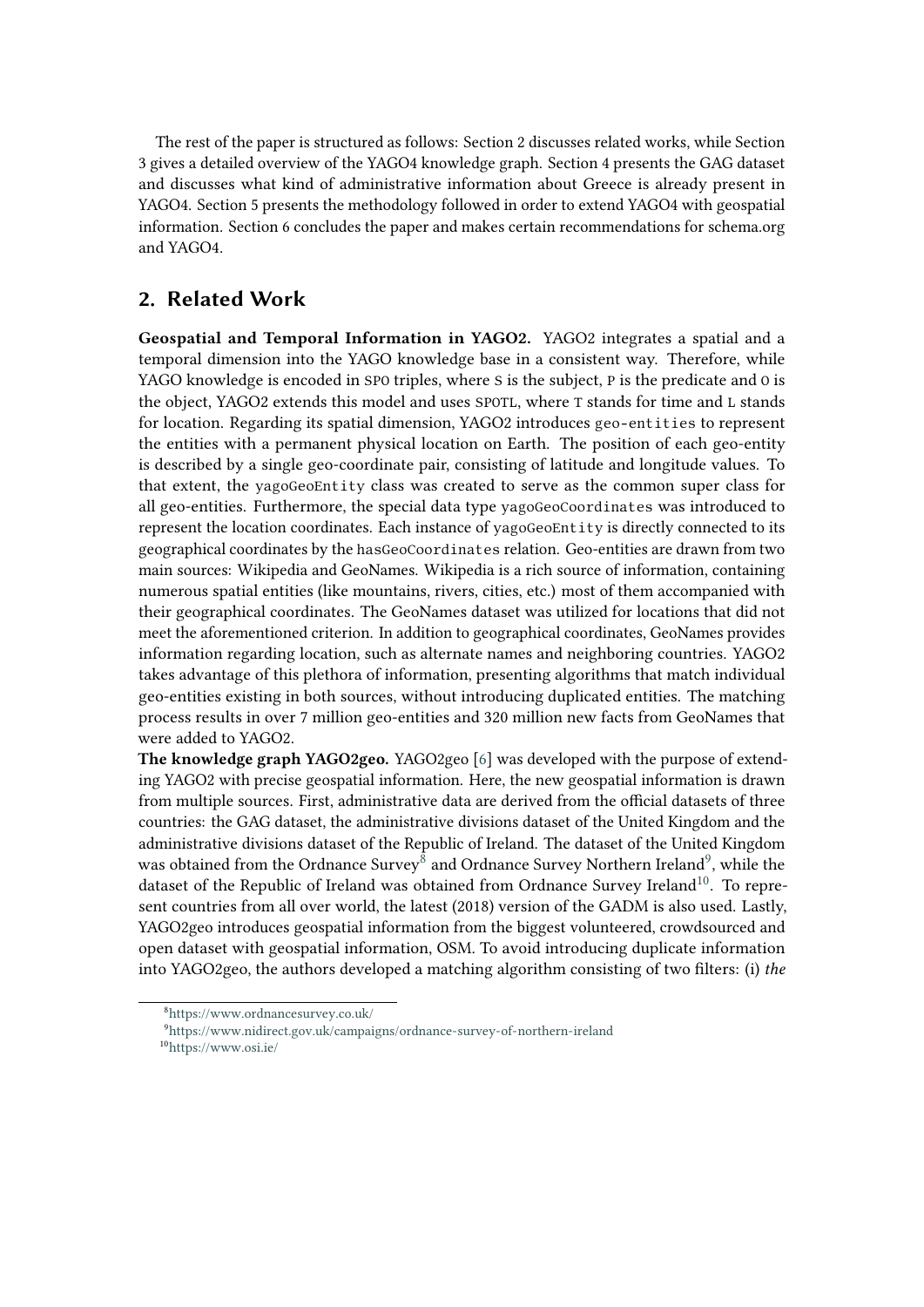The rest of the paper is structured as follows: Section 2 discusses related works, while Section 3 gives a detailed overview of the YAGO4 knowledge graph. Section 4 presents the GAG dataset and discusses what kind of administrative information about Greece is already present in YAGO4. Section 5 presents the methodology followed in order to extend YAGO4 with geospatial information. Section 6 concludes the paper and makes certain recommendations for schema.org and YAGO4.

## 2. Related Work

**Geospatial and Temporal Information in YAGO2.** YAGO2 integrates a spatial and a temporal dimension into the YAGO knowledge base in a consistent way. Therefore, while YAGO knowledge is encoded in `SPO` triples, where `S` is the subject, `P` is the predicate and `O` is the object, YAGO2 extends this model and uses `SPOTL`, where `T` stands for time and `L` stands for location. Regarding its spatial dimension, YAGO2 introduces `geo-entities` to represent the entities with a permanent physical location on Earth. The position of each geo-entity is described by a single geo-coordinate pair, consisting of latitude and longitude values. To that extent, the `yagoGeoEntity` class was created to serve as the common super class for all geo-entities. Furthermore, the special data type `yagoGeoCoordinates` was introduced to represent the location coordinates. Each instance of `yagoGeoEntity` is directly connected to its geographical coordinates by the `hasGeoCoordinates` relation. Geo-entities are drawn from two main sources: Wikipedia and GeoNames. Wikipedia is a rich source of information, containing numerous spatial entities (like mountains, rivers, cities, etc.) most of them accompanied with their geographical coordinates. The GeoNames dataset was utilized for locations that did not meet the aforementioned criterion. In addition to geographical coordinates, GeoNames provides information regarding location, such as alternate names and neighboring countries. YAGO2 takes advantage of this plethora of information, presenting algorithms that match individual geo-entities existing in both sources, without introducing duplicated entities. The matching process results in over 7 million geo-entities and 320 million new facts from GeoNames that were added to YAGO2.

**The knowledge graph YAGO2geo.** YAGO2geo [6] was developed with the purpose of extending YAGO2 with precise geospatial information. Here, the new geospatial information is drawn from multiple sources. First, administrative data are derived from the official datasets of three countries: the GAG dataset, the administrative divisions dataset of the United Kingdom and the administrative divisions dataset of the Republic of Ireland. The dataset of the United Kingdom was obtained from the Ordnance Survey[8] and Ordnance Survey Northern Ireland[9], while the dataset of the Republic of Ireland was obtained from Ordnance Survey Ireland[10]. To represent countries from all over world, the latest (2018) version of the GADM is also used. Lastly, YAGO2geo introduces geospatial information from the biggest volunteered, crowdsourced and open dataset with geospatial information, OSM. To avoid introducing duplicate information into YAGO2geo, the authors developed a matching algorithm consisting of two filters: (i) *the*

[8] https://www.ordnancesurvey.co.uk/

[9] https://www.nidirect.gov.uk/campaigns/ordnance-survey-of-northern-ireland

[10] https://www.osi.ie/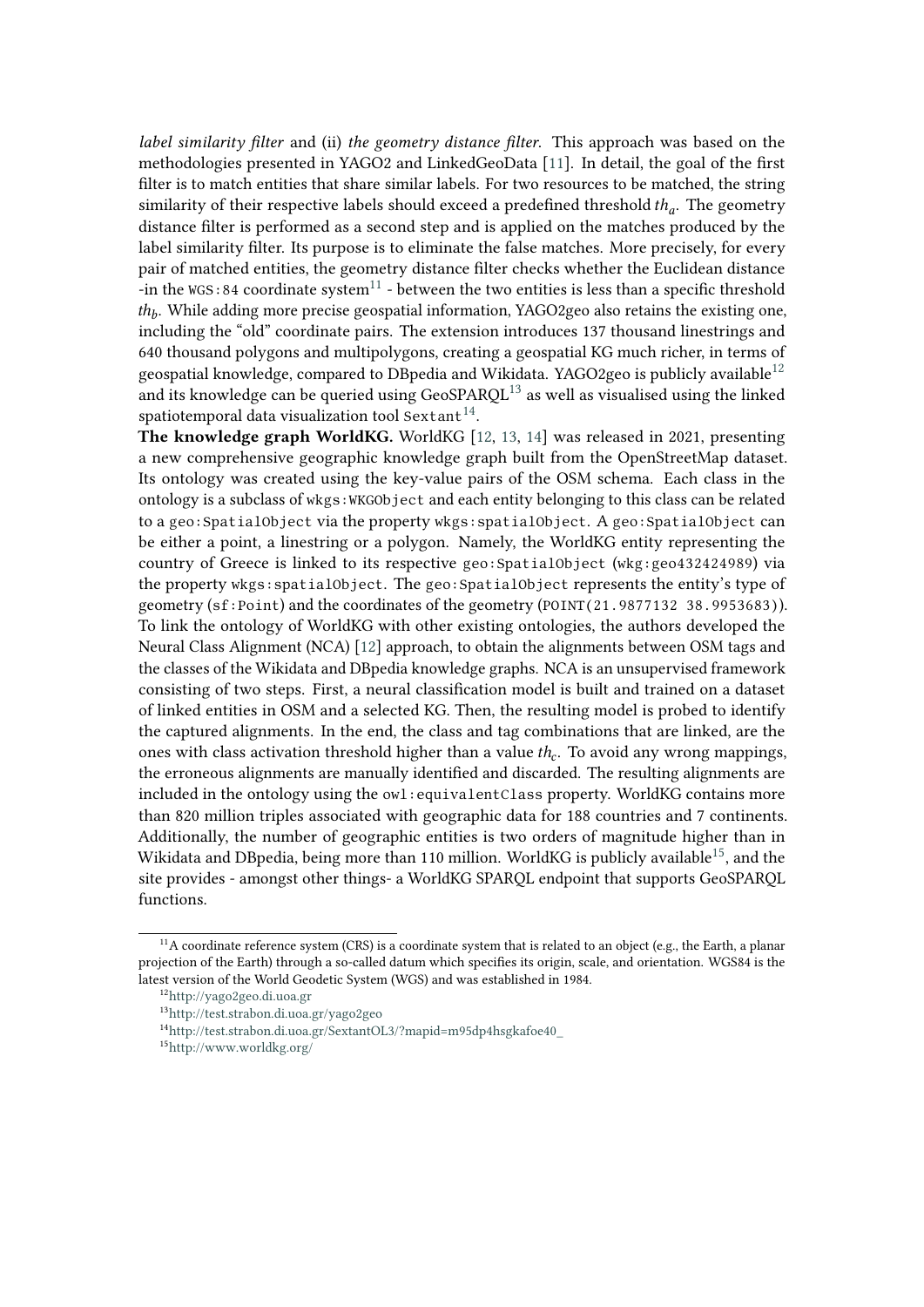*label similarity filter* and (ii) *the geometry distance filter*. This approach was based on the methodologies presented in YAGO2 and LinkedGeoData [11]. In detail, the goal of the first filter is to match entities that share similar labels. For two resources to be matched, the string similarity of their respective labels should exceed a predefined threshold $th_a$. The geometry distance filter is performed as a second step and is applied on the matches produced by the label similarity filter. Its purpose is to eliminate the false matches. More precisely, for every pair of matched entities, the geometry distance filter checks whether the Euclidean distance -in the `WGS:84` coordinate system[11] - between the two entities is less than a specific threshold $th_b$. While adding more precise geospatial information, YAGO2geo also retains the existing one, including the "old" coordinate pairs. The extension introduces 137 thousand linestrings and 640 thousand polygons and multipolygons, creating a geospatial KG much richer, in terms of geospatial knowledge, compared to DBpedia and Wikidata. YAGO2geo is publicly available[12] and its knowledge can be queried using GeoSPARQL[13] as well as visualised using the linked spatiotemporal data visualization tool `Sextant`[14].

**The knowledge graph WorldKG.** WorldKG [12, 13, 14] was released in 2021, presenting a new comprehensive geographic knowledge graph built from the OpenStreetMap dataset. Its ontology was created using the key-value pairs of the OSM schema. Each class in the ontology is a subclass of `wkgs:WKGObject` and each entity belonging to this class can be related to a `geo:SpatialObject` via the property `wkgs:spatialObject`. A `geo:SpatialObject` can be either a point, a linestring or a polygon. Namely, the WorldKG entity representing the country of Greece is linked to its respective `geo:SpatialObject` (`wkg:geo432424989`) via the property `wkgs:spatialObject`. The `geo:SpatialObject` represents the entity's type of geometry (`sf:Point`) and the coordinates of the geometry (`POINT(21.9877132 38.9953683)`). To link the ontology of WorldKG with other existing ontologies, the authors developed the Neural Class Alignment (NCA) [12] approach, to obtain the alignments between OSM tags and the classes of the Wikidata and DBpedia knowledge graphs. NCA is an unsupervised framework consisting of two steps. First, a neural classification model is built and trained on a dataset of linked entities in OSM and a selected KG. Then, the resulting model is probed to identify the captured alignments. In the end, the class and tag combinations that are linked, are the ones with class activation threshold higher than a value $th_c$. To avoid any wrong mappings, the erroneous alignments are manually identified and discarded. The resulting alignments are included in the ontology using the `owl:equivalentClass` property. WorldKG contains more than 820 million triples associated with geographic data for 188 countries and 7 continents. Additionally, the number of geographic entities is two orders of magnitude higher than in Wikidata and DBpedia, being more than 110 million. WorldKG is publicly available[15], and the site provides - amongst other things- a WorldKG SPARQL endpoint that supports GeoSPARQL functions.

---

[11] A coordinate reference system (CRS) is a coordinate system that is related to an object (e.g., the Earth, a planar projection of the Earth) through a so-called datum which specifies its origin, scale, and orientation. WGS84 is the latest version of the World Geodetic System (WGS) and was established in 1984.

[12] http://yago2geo.di.uoa.gr

[13] http://test.strabon.di.uoa.gr/yago2geo

[14] http://test.strabon.di.uoa.gr/SextantOL3/?mapid=m95dp4hsgkafoe40_

[15] http://www.worldkg.org/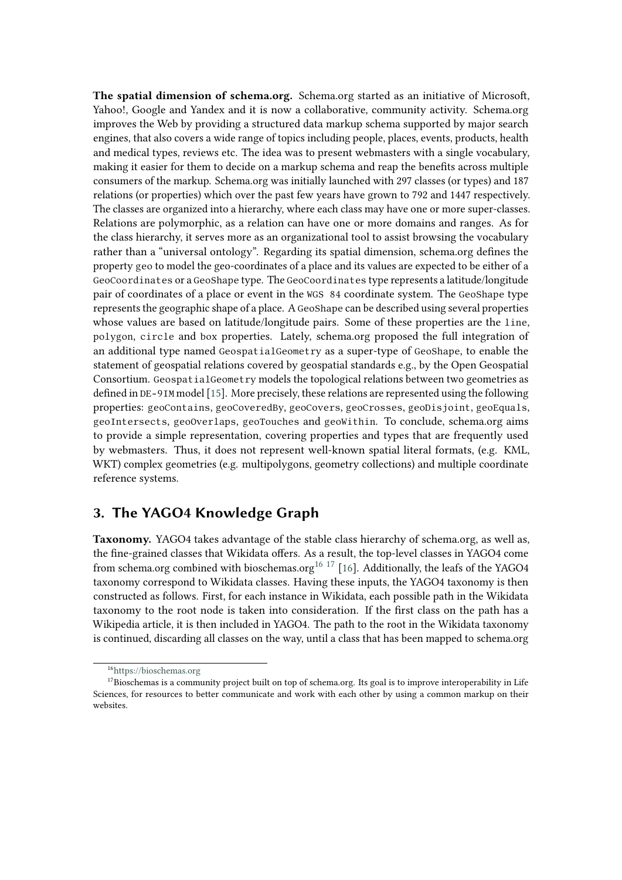**The spatial dimension of schema.org.** Schema.org started as an initiative of Microsoft, Yahoo!, Google and Yandex and it is now a collaborative, community activity. Schema.org improves the Web by providing a structured data markup schema supported by major search engines, that also covers a wide range of topics including people, places, events, products, health and medical types, reviews etc. The idea was to present webmasters with a single vocabulary, making it easier for them to decide on a markup schema and reap the benefits across multiple consumers of the markup. Schema.org was initially launched with 297 classes (or types) and 187 relations (or properties) which over the past few years have grown to 792 and 1447 respectively. The classes are organized into a hierarchy, where each class may have one or more super-classes. Relations are polymorphic, as a relation can have one or more domains and ranges. As for the class hierarchy, it serves more as an organizational tool to assist browsing the vocabulary rather than a "universal ontology". Regarding its spatial dimension, schema.org defines the property `geo` to model the geo-coordinates of a place and its values are expected to be either of a `GeoCoordinates` or a `GeoShape` type. The `GeoCoordinates` type represents a latitude/longitude pair of coordinates of a place or event in the `WGS 84` coordinate system. The `GeoShape` type represents the geographic shape of a place. A `GeoShape` can be described using several properties whose values are based on latitude/longitude pairs. Some of these properties are the `line`, `polygon`, `circle` and `box` properties. Lately, schema.org proposed the full integration of an additional type named `GeospatialGeometry` as a super-type of `GeoShape`, to enable the statement of geospatial relations covered by geospatial standards e.g., by the Open Geospatial Consortium. `GeospatialGeometry` models the topological relations between two geometries as defined in `DE-9IM` model [15]. More precisely, these relations are represented using the following properties: `geoContains`, `geoCoveredBy`, `geoCovers`, `geoCrosses`, `geoDisjoint`, `geoEquals`, `geoIntersects`, `geoOverlaps`, `geoTouches` and `geoWithin`. To conclude, schema.org aims to provide a simple representation, covering properties and types that are frequently used by webmasters. Thus, it does not represent well-known spatial literal formats, (e.g. KML, WKT) complex geometries (e.g. multipolygons, geometry collections) and multiple coordinate reference systems.

## 3. The YAGO4 Knowledge Graph

**Taxonomy.** YAGO4 takes advantage of the stable class hierarchy of schema.org, as well as, the fine-grained classes that Wikidata offers. As a result, the top-level classes in YAGO4 come from schema.org combined with bioschemas.org[16] [17] [16]. Additionally, the leafs of the YAGO4 taxonomy correspond to Wikidata classes. Having these inputs, the YAGO4 taxonomy is then constructed as follows. First, for each instance in Wikidata, each possible path in the Wikidata taxonomy to the root node is taken into consideration. If the first class on the path has a Wikipedia article, it is then included in YAGO4. The path to the root in the Wikidata taxonomy is continued, discarding all classes on the way, until a class that has been mapped to schema.org

[16] https://bioschemas.org

[17] Bioschemas is a community project built on top of schema.org. Its goal is to improve interoperability in Life Sciences, for resources to better communicate and work with each other by using a common markup on their websites.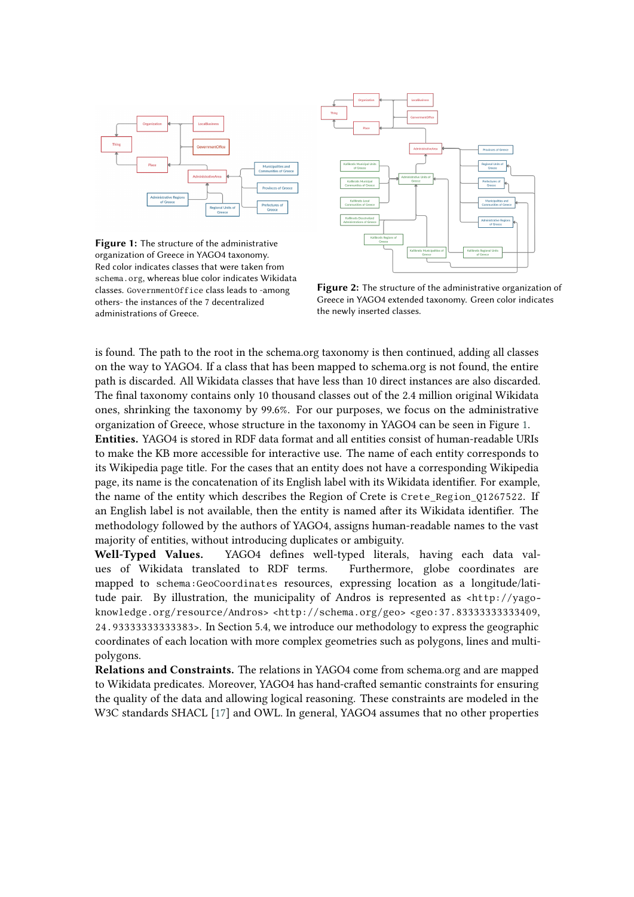Figure 1: The structure of the administrative organization of Greece in YAGO4 taxonomy. Red color indicates classes that were taken from `schema.org`, whereas blue color indicates Wikidata classes. `GovernmentOffice` class leads to -among others- the instances of the 7 decentralized administrations of Greece.

Figure 2: The structure of the administrative organization of Greece in YAGO4 extended taxonomy. Green color indicates the newly inserted classes.

is found. The path to the root in the schema.org taxonomy is then continued, adding all classes on the way to YAGO4. If a class that has been mapped to schema.org is not found, the entire path is discarded. All Wikidata classes that have less than 10 direct instances are also discarded. The final taxonomy contains only 10 thousand classes out of the 2.4 million original Wikidata ones, shrinking the taxonomy by 99.6%. For our purposes, we focus on the administrative organization of Greece, whose structure in the taxonomy in YAGO4 can be seen in Figure 1.

**Entities.** YAGO4 is stored in RDF data format and all entities consist of human-readable URIs to make the KB more accessible for interactive use. The name of each entity corresponds to its Wikipedia page title. For the cases that an entity does not have a corresponding Wikipedia page, its name is the concatenation of its English label with its Wikidata identifier. For example, the name of the entity which describes the Region of Crete is `Crete_Region_Q1267522`. If an English label is not available, then the entity is named after its Wikidata identifier. The methodology followed by the authors of YAGO4, assigns human-readable names to the vast majority of entities, without introducing duplicates or ambiguity.

**Well-Typed Values.** YAGO4 defines well-typed literals, having each data values of Wikidata translated to RDF terms. Furthermore, globe coordinates are mapped to `schema:GeoCoordinates` resources, expressing location as a longitude/latitude pair. By illustration, the municipality of Andros is represented as `<http://yago-knowledge.org/resource/Andros> <http://schema.org/geo> <geo:37.833333333333409, 24.933333333333383>`. In Section 5.4, we introduce our methodology to express the geographic coordinates of each location with more complex geometries such as polygons, lines and multi-polygons.

**Relations and Constraints.** The relations in YAGO4 come from schema.org and are mapped to Wikidata predicates. Moreover, YAGO4 has hand-crafted semantic constraints for ensuring the quality of the data and allowing logical reasoning. These constraints are modeled in the W3C standards SHACL [17] and OWL. In general, YAGO4 assumes that no other properties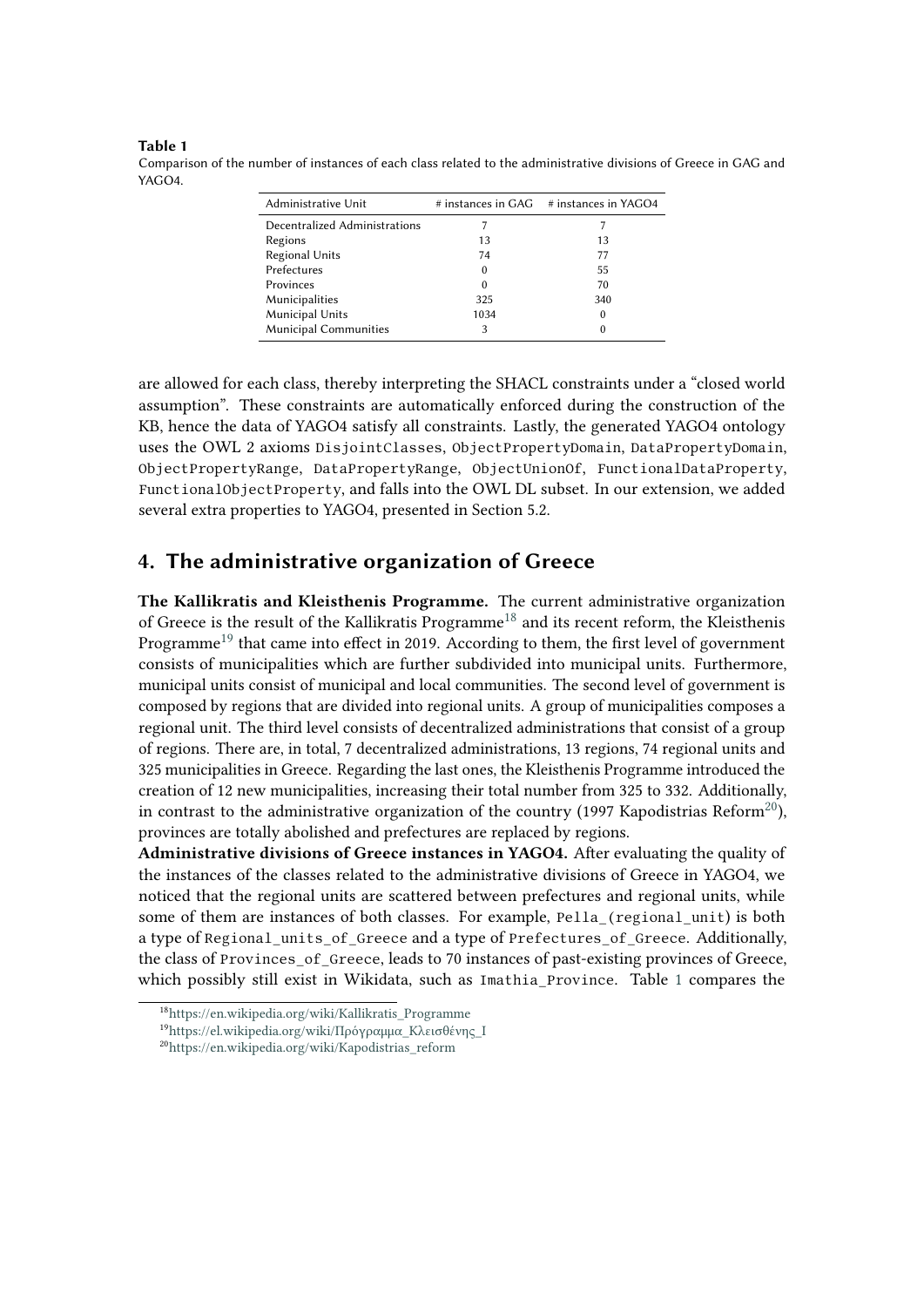**Table 1**
Comparison of the number of instances of each class related to the administrative divisions of Greece in GAG and YAGO4.

| Administrative Unit | # instances in GAG | # instances in YAGO4 |
|---|---|---|
| Decentralized Administrations | 7 | 7 |
| Regions | 13 | 13 |
| Regional Units | 74 | 77 |
| Prefectures | 0 | 55 |
| Provinces | 0 | 70 |
| Municipalities | 325 | 340 |
| Municipal Units | 1034 | 0 |
| Municipal Communities | 3 | 0 |

are allowed for each class, thereby interpreting the SHACL constraints under a "closed world assumption". These constraints are automatically enforced during the construction of the KB, hence the data of YAGO4 satisfy all constraints. Lastly, the generated YAGO4 ontology uses the OWL 2 axioms `DisjointClasses`, `ObjectPropertyDomain`, `DataPropertyDomain`, `ObjectPropertyRange`, `DataPropertyRange`, `ObjectUnionOf`, `FunctionalDataProperty`, `FunctionalObjectProperty`, and falls into the OWL DL subset. In our extension, we added several extra properties to YAGO4, presented in Section 5.2.

## 4. The administrative organization of Greece

**The Kallikratis and Kleisthenis Programme.** The current administrative organization of Greece is the result of the Kallikratis Programme[18] and its recent reform, the Kleisthenis Programme[19] that came into effect in 2019. According to them, the first level of government consists of municipalities which are further subdivided into municipal units. Furthermore, municipal units consist of municipal and local communities. The second level of government is composed by regions that are divided into regional units. A group of municipalities composes a regional unit. The third level consists of decentralized administrations that consist of a group of regions. There are, in total, 7 decentralized administrations, 13 regions, 74 regional units and 325 municipalities in Greece. Regarding the last ones, the Kleisthenis Programme introduced the creation of 12 new municipalities, increasing their total number from 325 to 332. Additionally, in contrast to the administrative organization of the country (1997 Kapodistrias Reform[20]), provinces are totally abolished and prefectures are replaced by regions.

**Administrative divisions of Greece instances in YAGO4.** After evaluating the quality of the instances of the classes related to the administrative divisions of Greece in YAGO4, we noticed that the regional units are scattered between prefectures and regional units, while some of them are instances of both classes. For example, `Pella_(regional_unit)` is both a type of `Regional_units_of_Greece` and a type of `Prefectures_of_Greece`. Additionally, the class of `Provinces_of_Greece`, leads to 70 instances of past-existing provinces of Greece, which possibly still exist in Wikidata, such as `Imathia_Province`. Table 1 compares the

[18] https://en.wikipedia.org/wiki/Kallikratis_Programme
[19] https://el.wikipedia.org/wiki/Πρόγραμμα_Κλεισθένης_Ι
[20] https://en.wikipedia.org/wiki/Kapodistrias_reform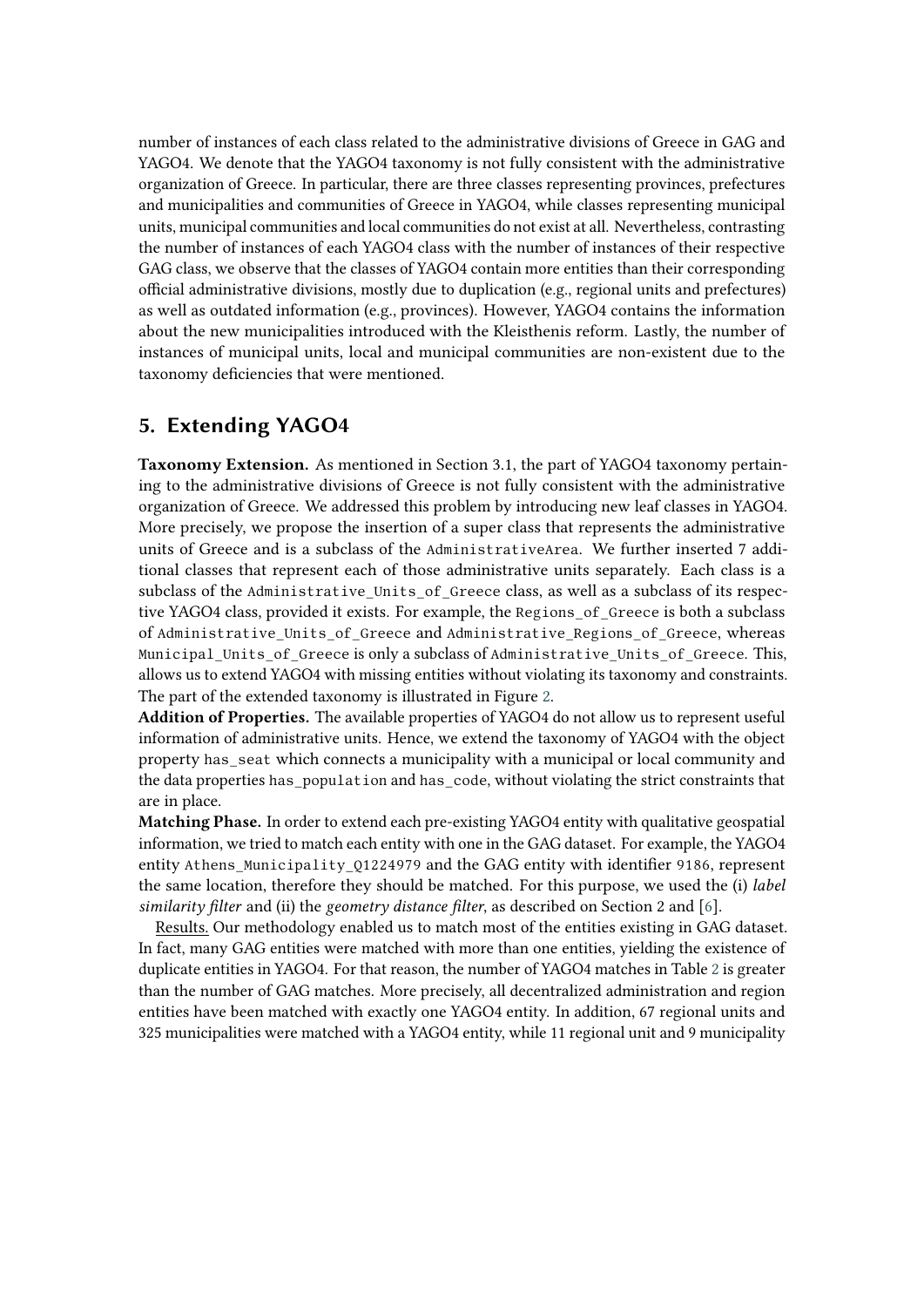number of instances of each class related to the administrative divisions of Greece in GAG and YAGO4. We denote that the YAGO4 taxonomy is not fully consistent with the administrative organization of Greece. In particular, there are three classes representing provinces, prefectures and municipalities and communities of Greece in YAGO4, while classes representing municipal units, municipal communities and local communities do not exist at all. Nevertheless, contrasting the number of instances of each YAGO4 class with the number of instances of their respective GAG class, we observe that the classes of YAGO4 contain more entities than their corresponding official administrative divisions, mostly due to duplication (e.g., regional units and prefectures) as well as outdated information (e.g., provinces). However, YAGO4 contains the information about the new municipalities introduced with the Kleisthenis reform. Lastly, the number of instances of municipal units, local and municipal communities are non-existent due to the taxonomy deficiencies that were mentioned.

## 5. Extending YAGO4

**Taxonomy Extension.** As mentioned in Section 3.1, the part of YAGO4 taxonomy pertaining to the administrative divisions of Greece is not fully consistent with the administrative organization of Greece. We addressed this problem by introducing new leaf classes in YAGO4. More precisely, we propose the insertion of a super class that represents the administrative units of Greece and is a subclass of the `AdministrativeArea`. We further inserted 7 additional classes that represent each of those administrative units separately. Each class is a subclass of the `Administrative_Units_of_Greece` class, as well as a subclass of its respective YAGO4 class, provided it exists. For example, the `Regions_of_Greece` is both a subclass of `Administrative_Units_of_Greece` and `Administrative_Regions_of_Greece`, whereas `Municipal_Units_of_Greece` is only a subclass of `Administrative_Units_of_Greece`. This, allows us to extend YAGO4 with missing entities without violating its taxonomy and constraints. The part of the extended taxonomy is illustrated in Figure 2.

**Addition of Properties.** The available properties of YAGO4 do not allow us to represent useful information of administrative units. Hence, we extend the taxonomy of YAGO4 with the object property `has_seat` which connects a municipality with a municipal or local community and the data properties `has_population` and `has_code`, without violating the strict constraints that are in place.

**Matching Phase.** In order to extend each pre-existing YAGO4 entity with qualitative geospatial information, we tried to match each entity with one in the GAG dataset. For example, the YAGO4 entity `Athens_Municipality_Q1224979` and the GAG entity with identifier `9186`, represent the same location, therefore they should be matched. For this purpose, we used the (i) *label similarity filter* and (ii) the *geometry distance filter*, as described on Section 2 and [6].

Results. Our methodology enabled us to match most of the entities existing in GAG dataset. In fact, many GAG entities were matched with more than one entities, yielding the existence of duplicate entities in YAGO4. For that reason, the number of YAGO4 matches in Table 2 is greater than the number of GAG matches. More precisely, all decentralized administration and region entities have been matched with exactly one YAGO4 entity. In addition, 67 regional units and 325 municipalities were matched with a YAGO4 entity, while 11 regional unit and 9 municipality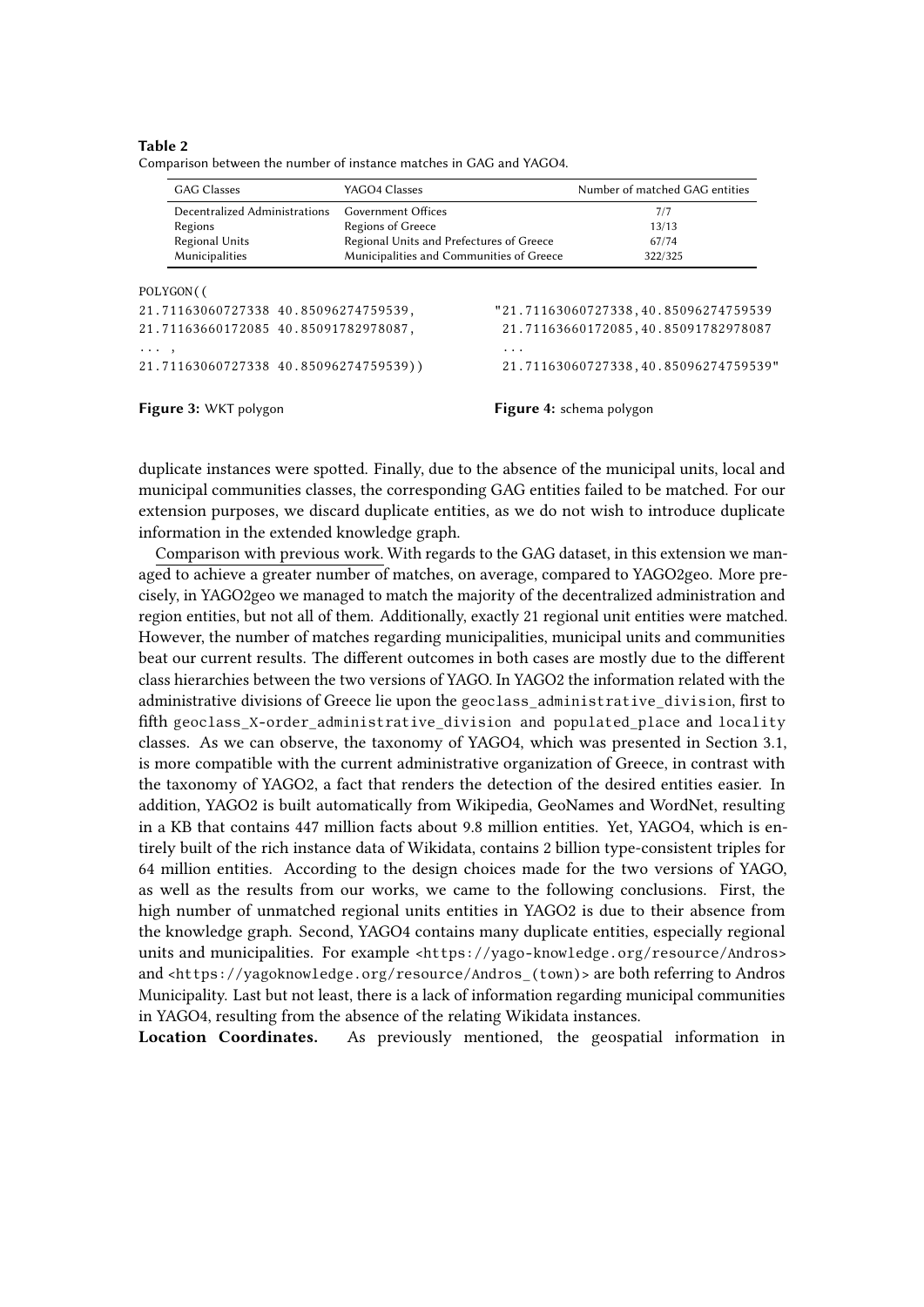**Table 2**
Comparison between the number of instance matches in GAG and YAGO4.

| GAG Classes | YAGO4 Classes | Number of matched GAG entities |
|---|---|---|
| Decentralized Administrations | Government Offices | 7/7 |
| Regions | Regions of Greece | 13/13 |
| Regional Units | Regional Units and Prefectures of Greece | 67/74 |
| Municipalities | Municipalities and Communities of Greece | 322/325 |

```
POLYGON((
21.71163060727338 40.85096274759539,
21.71163660172085 40.85091782978087,
... ,
21.71163060727338 40.85096274759539))
```

**Figure 3:** WKT polygon

```
"21.71163060727338,40.85096274759539
 21.71163660172085,40.85091782978087
 ...
 21.71163060727338,40.85096274759539"
```

**Figure 4:** schema polygon

duplicate instances were spotted. Finally, due to the absence of the municipal units, local and municipal communities classes, the corresponding GAG entities failed to be matched. For our extension purposes, we discard duplicate entities, as we do not wish to introduce duplicate information in the extended knowledge graph.

Comparison with previous work. With regards to the GAG dataset, in this extension we managed to achieve a greater number of matches, on average, compared to YAGO2geo. More precisely, in YAGO2geo we managed to match the majority of the decentralized administration and region entities, but not all of them. Additionally, exactly 21 regional unit entities were matched. However, the number of matches regarding municipalities, municipal units and communities beat our current results. The different outcomes in both cases are mostly due to the different class hierarchies between the two versions of YAGO. In YAGO2 the information related with the administrative divisions of Greece lie upon the `geoclass_administrative_division`, first to fifth `geoclass_X-order_administrative_division` and `populated_place` and `locality` classes. As we can observe, the taxonomy of YAGO4, which was presented in Section 3.1, is more compatible with the current administrative organization of Greece, in contrast with the taxonomy of YAGO2, a fact that renders the detection of the desired entities easier. In addition, YAGO2 is built automatically from Wikipedia, GeoNames and WordNet, resulting in a KB that contains 447 million facts about 9.8 million entities. Yet, YAGO4, which is entirely built of the rich instance data of Wikidata, contains 2 billion type-consistent triples for 64 million entities. According to the design choices made for the two versions of YAGO, as well as the results from our works, we came to the following conclusions. First, the high number of unmatched regional units entities in YAGO2 is due to their absence from the knowledge graph. Second, YAGO4 contains many duplicate entities, especially regional units and municipalities. For example `<https://yago-knowledge.org/resource/Andros>` and `<https://yagoknowledge.org/resource/Andros_(town)>` are both referring to Andros Municipality. Last but not least, there is a lack of information regarding municipal communities in YAGO4, resulting from the absence of the relating Wikidata instances.

**Location Coordinates.** As previously mentioned, the geospatial information in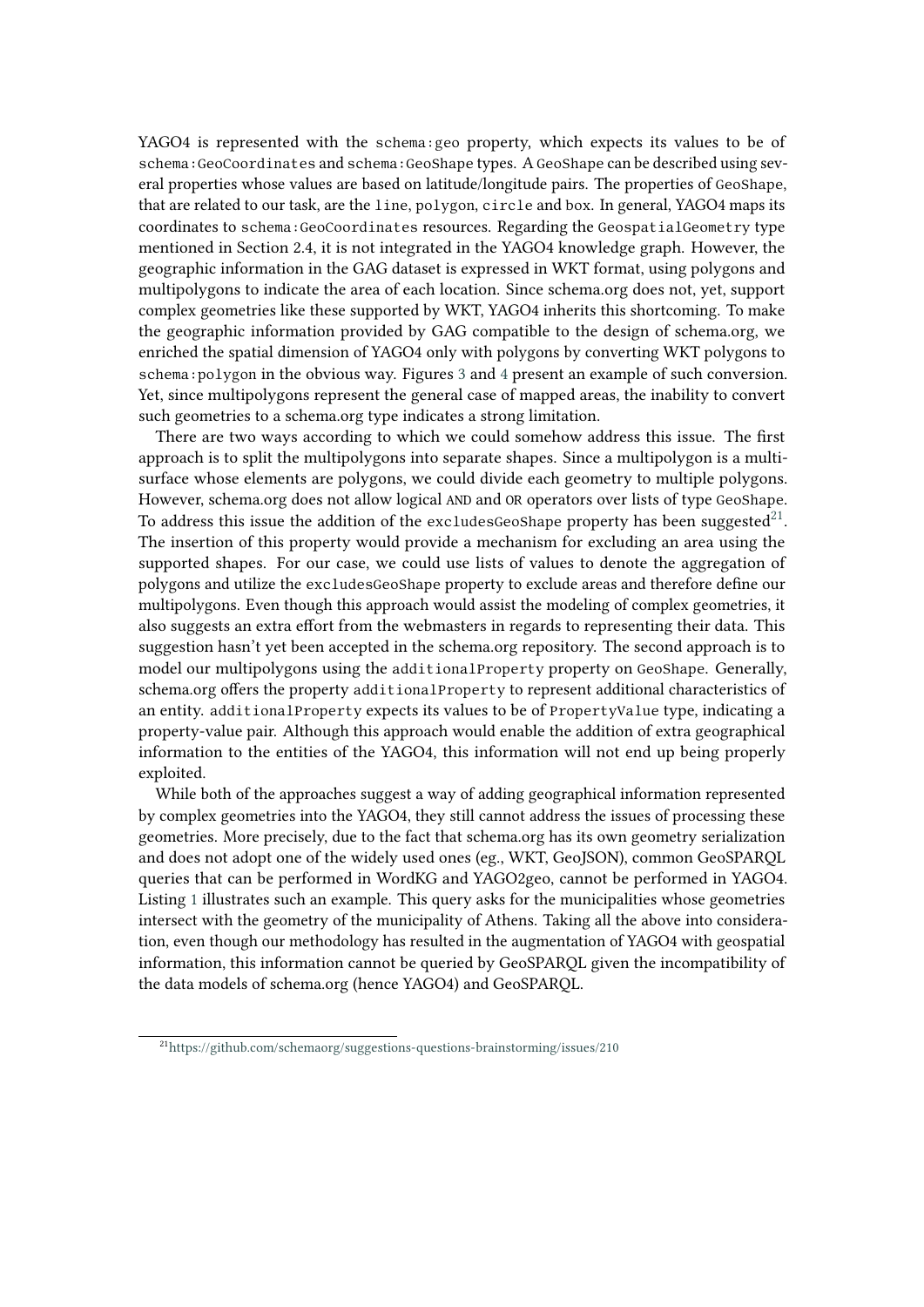YAGO4 is represented with the `schema:geo` property, which expects its values to be of `schema:GeoCoordinates` and `schema:GeoShape` types. A `GeoShape` can be described using several properties whose values are based on latitude/longitude pairs. The properties of `GeoShape`, that are related to our task, are the `line`, `polygon`, `circle` and `box`. In general, YAGO4 maps its coordinates to `schema:GeoCoordinates` resources. Regarding the `GeospatialGeometry` type mentioned in Section 2.4, it is not integrated in the YAGO4 knowledge graph. However, the geographic information in the GAG dataset is expressed in WKT format, using polygons and multipolygons to indicate the area of each location. Since schema.org does not, yet, support complex geometries like these supported by WKT, YAGO4 inherits this shortcoming. To make the geographic information provided by GAG compatible to the design of schema.org, we enriched the spatial dimension of YAGO4 only with polygons by converting WKT polygons to `schema:polygon` in the obvious way. Figures 3 and 4 present an example of such conversion. Yet, since multipolygons represent the general case of mapped areas, the inability to convert such geometries to a schema.org type indicates a strong limitation.

There are two ways according to which we could somehow address this issue. The first approach is to split the multipolygons into separate shapes. Since a multipolygon is a multisurface whose elements are polygons, we could divide each geometry to multiple polygons. However, schema.org does not allow logical `AND` and `OR` operators over lists of type `GeoShape`. To address this issue the addition of the `excludesGeoShape` property has been suggested[21]. The insertion of this property would provide a mechanism for excluding an area using the supported shapes. For our case, we could use lists of values to denote the aggregation of polygons and utilize the `excludesGeoShape` property to exclude areas and therefore define our multipolygons. Even though this approach would assist the modeling of complex geometries, it also suggests an extra effort from the webmasters in regards to representing their data. This suggestion hasn't yet been accepted in the schema.org repository. The second approach is to model our multipolygons using the `additionalProperty` property on `GeoShape`. Generally, schema.org offers the property `additionalProperty` to represent additional characteristics of an entity. `additionalProperty` expects its values to be of `PropertyValue` type, indicating a property-value pair. Although this approach would enable the addition of extra geographical information to the entities of the YAGO4, this information will not end up being properly exploited.

While both of the approaches suggest a way of adding geographical information represented by complex geometries into the YAGO4, they still cannot address the issues of processing these geometries. More precisely, due to the fact that schema.org has its own geometry serialization and does not adopt one of the widely used ones (eg., WKT, GeoJSON), common GeoSPARQL queries that can be performed in WordKG and YAGO2geo, cannot be performed in YAGO4. Listing 1 illustrates such an example. This query asks for the municipalities whose geometries intersect with the geometry of the municipality of Athens. Taking all the above into consideration, even though our methodology has resulted in the augmentation of YAGO4 with geospatial information, this information cannot be queried by GeoSPARQL given the incompatibility of the data models of schema.org (hence YAGO4) and GeoSPARQL.

[21] https://github.com/schemaorg/suggestions-questions-brainstorming/issues/210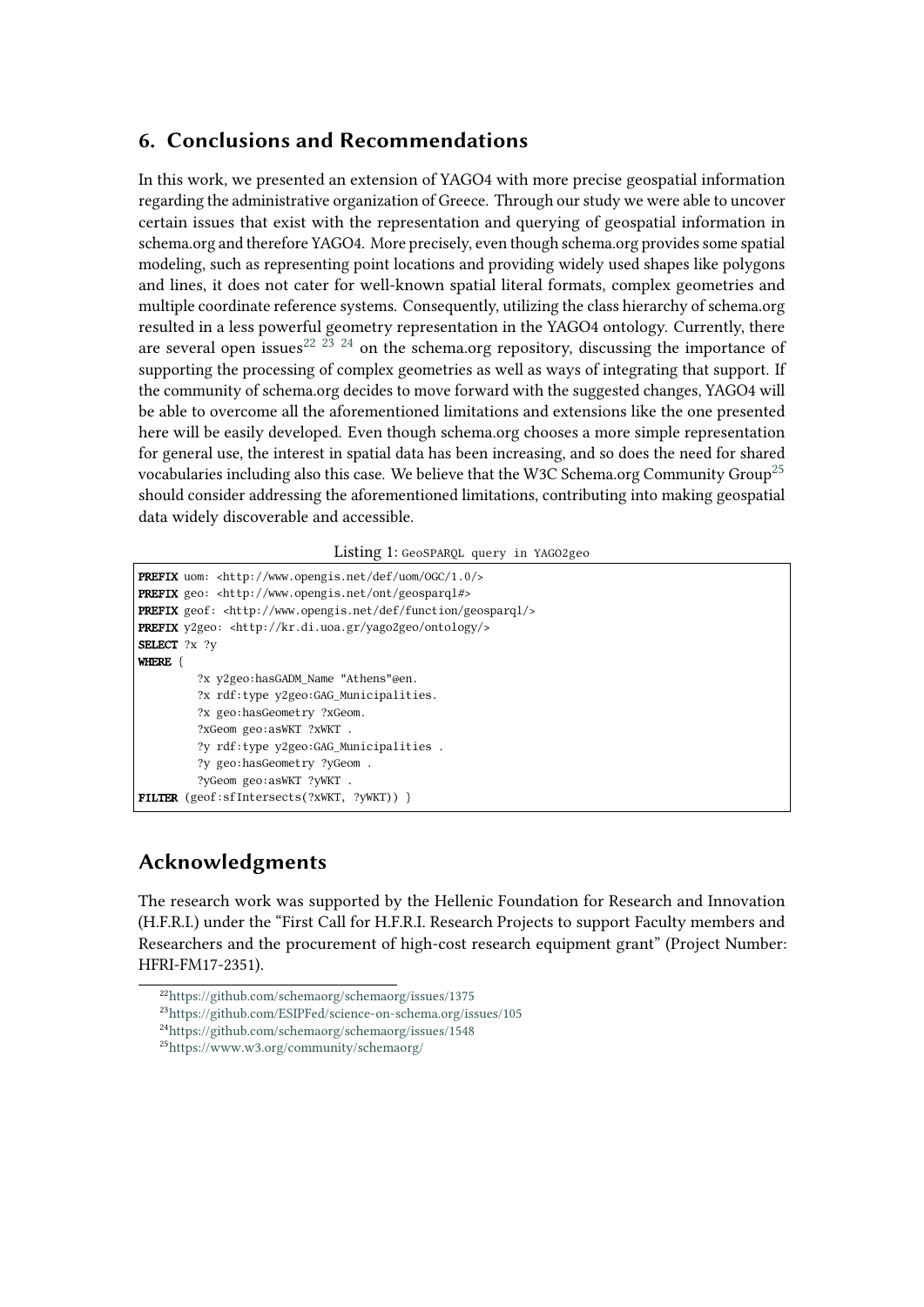## 6. Conclusions and Recommendations

In this work, we presented an extension of YAGO4 with more precise geospatial information regarding the administrative organization of Greece. Through our study we were able to uncover certain issues that exist with the representation and querying of geospatial information in schema.org and therefore YAGO4. More precisely, even though schema.org provides some spatial modeling, such as representing point locations and providing widely used shapes like polygons and lines, it does not cater for well-known spatial literal formats, complex geometries and multiple coordinate reference systems. Consequently, utilizing the class hierarchy of schema.org resulted in a less powerful geometry representation in the YAGO4 ontology. Currently, there are several open issues[22] [23] [24] on the schema.org repository, discussing the importance of supporting the processing of complex geometries as well as ways of integrating that support. If the community of schema.org decides to move forward with the suggested changes, YAGO4 will be able to overcome all the aforementioned limitations and extensions like the one presented here will be easily developed. Even though schema.org chooses a more simple representation for general use, the interest in spatial data has been increasing, and so does the need for shared vocabularies including also this case. We believe that the W3C Schema.org Community Group[25] should consider addressing the aforementioned limitations, contributing into making geospatial data widely discoverable and accessible.

Listing 1: GeoSPARQL query in YAGO2geo

```
PREFIX uom: <http://www.opengis.net/def/uom/OGC/1.0/>
PREFIX geo: <http://www.opengis.net/ont/geosparql#>
PREFIX geof: <http://www.opengis.net/def/function/geosparql/>
PREFIX y2geo: <http://kr.di.uoa.gr/yago2geo/ontology/>
SELECT ?x ?y
WHERE {
        ?x y2geo:hasGADM_Name "Athens"@en.
        ?x rdf:type y2geo:GAG_Municipalities.
        ?x geo:hasGeometry ?xGeom.
        ?xGeom geo:asWKT ?xWKT .
        ?y rdf:type y2geo:GAG_Municipalities .
        ?y geo:hasGeometry ?yGeom .
        ?yGeom geo:asWKT ?yWKT .
FILTER (geof:sfIntersects(?xWKT, ?yWKT)) }
```

## Acknowledgments

The research work was supported by the Hellenic Foundation for Research and Innovation (H.F.R.I.) under the "First Call for H.F.R.I. Research Projects to support Faculty members and Researchers and the procurement of high-cost research equipment grant" (Project Number: HFRI-FM17-2351).

[22] https://github.com/schemaorg/schemaorg/issues/1375

[23] https://github.com/ESIPFed/science-on-schema.org/issues/105

[24] https://github.com/schemaorg/schemaorg/issues/1548

[25] https://www.w3.org/community/schemaorg/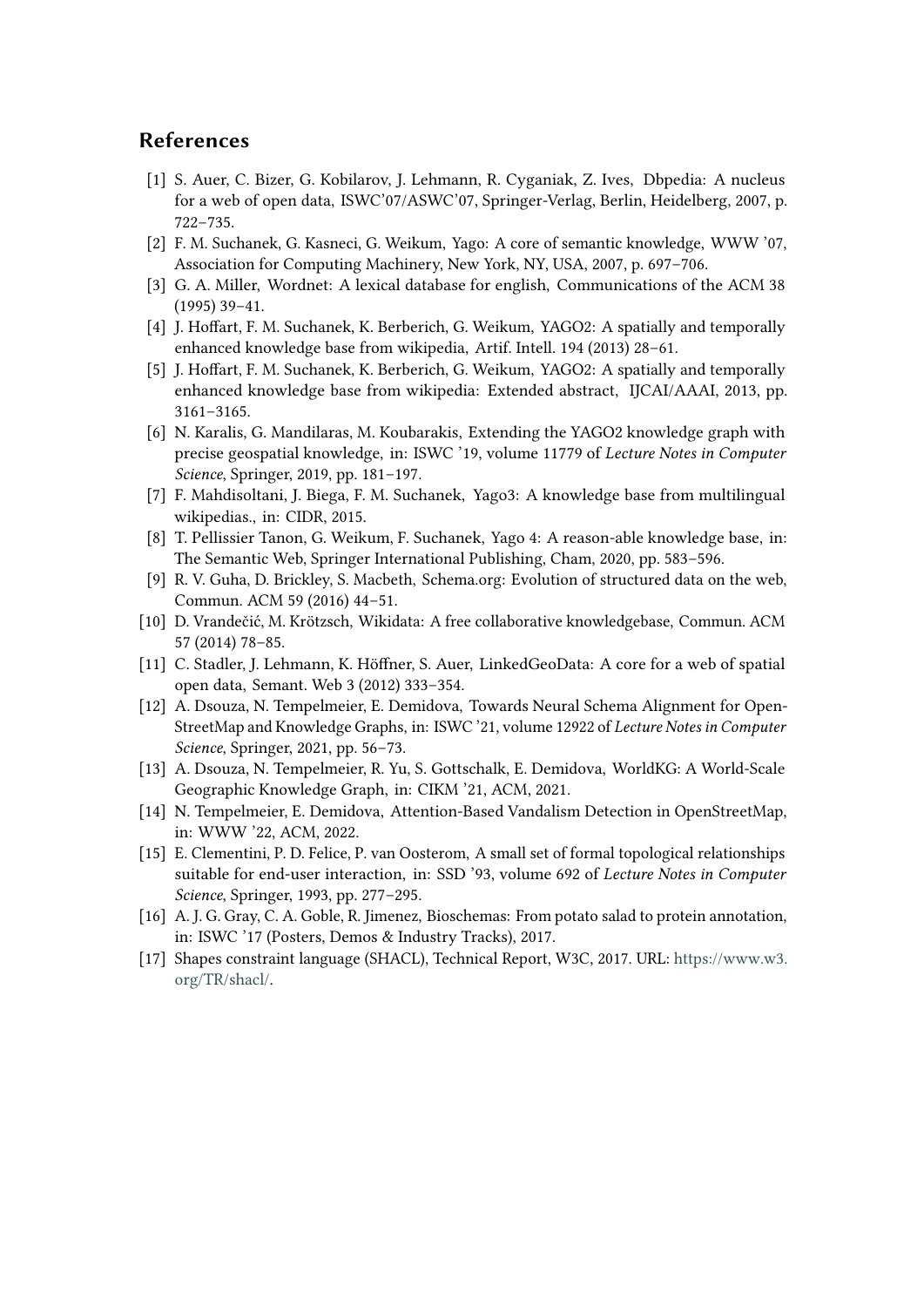## References

[1] S. Auer, C. Bizer, G. Kobilarov, J. Lehmann, R. Cyganiak, Z. Ives, Dbpedia: A nucleus for a web of open data, ISWC'07/ASWC'07, Springer-Verlag, Berlin, Heidelberg, 2007, p. 722–735.

[2] F. M. Suchanek, G. Kasneci, G. Weikum, Yago: A core of semantic knowledge, WWW '07, Association for Computing Machinery, New York, NY, USA, 2007, p. 697–706.

[3] G. A. Miller, Wordnet: A lexical database for english, Communications of the ACM 38 (1995) 39–41.

[4] J. Hoffart, F. M. Suchanek, K. Berberich, G. Weikum, YAGO2: A spatially and temporally enhanced knowledge base from wikipedia, Artif. Intell. 194 (2013) 28–61.

[5] J. Hoffart, F. M. Suchanek, K. Berberich, G. Weikum, YAGO2: A spatially and temporally enhanced knowledge base from wikipedia: Extended abstract, IJCAI/AAAI, 2013, pp. 3161–3165.

[6] N. Karalis, G. Mandilaras, M. Koubarakis, Extending the YAGO2 knowledge graph with precise geospatial knowledge, in: ISWC '19, volume 11779 of *Lecture Notes in Computer Science*, Springer, 2019, pp. 181–197.

[7] F. Mahdisoltani, J. Biega, F. M. Suchanek, Yago3: A knowledge base from multilingual wikipedias., in: CIDR, 2015.

[8] T. Pellissier Tanon, G. Weikum, F. Suchanek, Yago 4: A reason-able knowledge base, in: The Semantic Web, Springer International Publishing, Cham, 2020, pp. 583–596.

[9] R. V. Guha, D. Brickley, S. Macbeth, Schema.org: Evolution of structured data on the web, Commun. ACM 59 (2016) 44–51.

[10] D. Vrandečić, M. Krötzsch, Wikidata: A free collaborative knowledgebase, Commun. ACM 57 (2014) 78–85.

[11] C. Stadler, J. Lehmann, K. Höffner, S. Auer, LinkedGeoData: A core for a web of spatial open data, Semant. Web 3 (2012) 333–354.

[12] A. Dsouza, N. Tempelmeier, E. Demidova, Towards Neural Schema Alignment for OpenStreetMap and Knowledge Graphs, in: ISWC '21, volume 12922 of *Lecture Notes in Computer Science*, Springer, 2021, pp. 56–73.

[13] A. Dsouza, N. Tempelmeier, R. Yu, S. Gottschalk, E. Demidova, WorldKG: A World-Scale Geographic Knowledge Graph, in: CIKM '21, ACM, 2021.

[14] N. Tempelmeier, E. Demidova, Attention-Based Vandalism Detection in OpenStreetMap, in: WWW '22, ACM, 2022.

[15] E. Clementini, P. D. Felice, P. van Oosterom, A small set of formal topological relationships suitable for end-user interaction, in: SSD '93, volume 692 of *Lecture Notes in Computer Science*, Springer, 1993, pp. 277–295.

[16] A. J. G. Gray, C. A. Goble, R. Jimenez, Bioschemas: From potato salad to protein annotation, in: ISWC '17 (Posters, Demos & Industry Tracks), 2017.

[17] Shapes constraint language (SHACL), Technical Report, W3C, 2017. URL: https://www.w3.org/TR/shacl/.